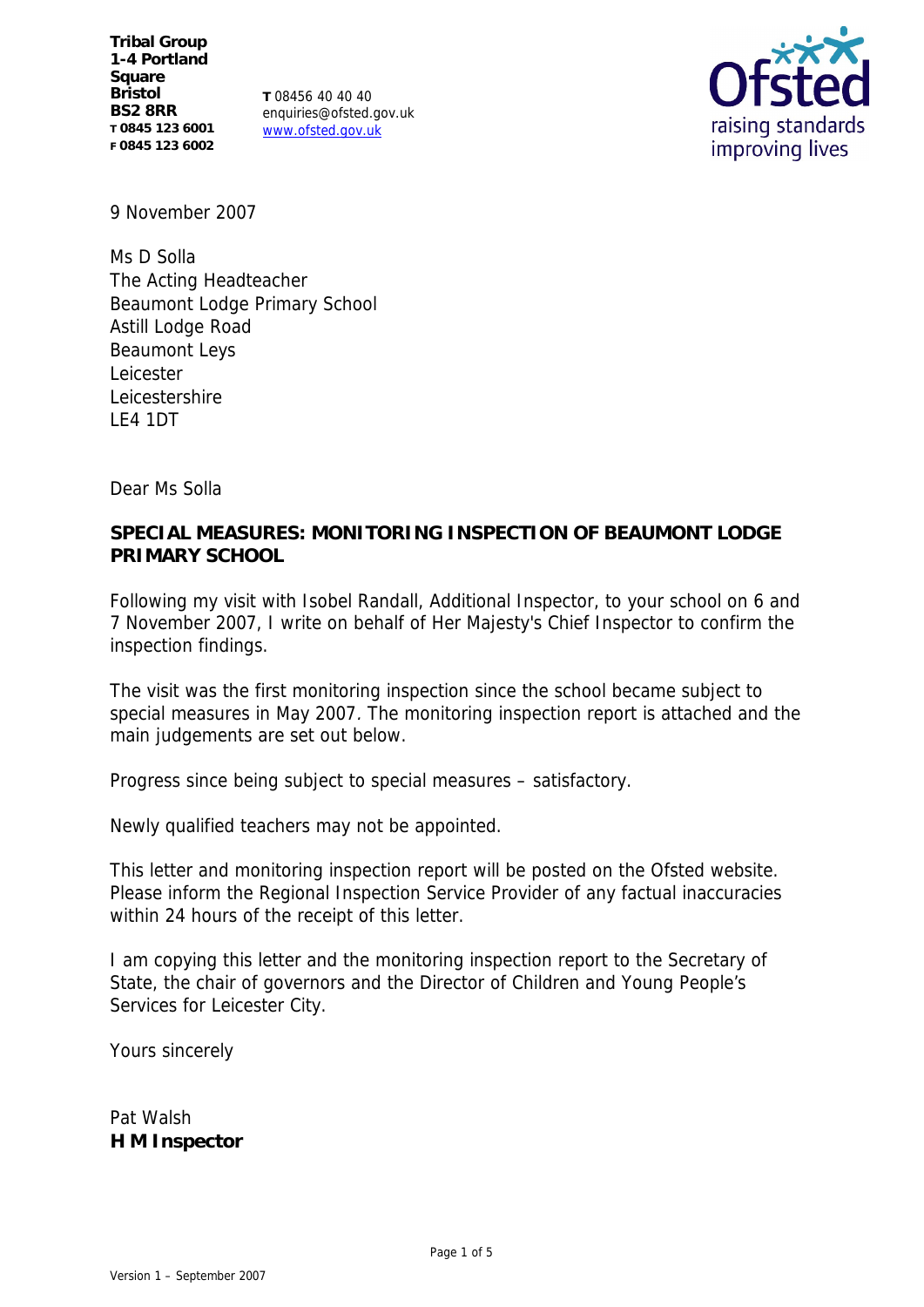**Tribal Group**
**1-4 Portland Square**
**Bristol**
**BS2 8RR**
**T 0845 123 6001**
**F 0845 123 6002**

**T** 08456 40 40 40
enquiries@ofsted.gov.uk
www.ofsted.gov.uk

9 November 2007

Ms D Solla
The Acting Headteacher
Beaumont Lodge Primary School
Astill Lodge Road
Beaumont Leys
Leicester
Leicestershire
LE4 1DT

Dear Ms Solla

**SPECIAL MEASURES: MONITORING INSPECTION OF BEAUMONT LODGE PRIMARY SCHOOL**

Following my visit with Isobel Randall, Additional Inspector, to your school on 6 and 7 November 2007, I write on behalf of Her Majesty's Chief Inspector to confirm the inspection findings.

The visit was the first monitoring inspection since the school became subject to special measures in May 2007*.* The monitoring inspection report is attached and the main judgements are set out below.

Progress since being subject to special measures – satisfactory.

Newly qualified teachers may not be appointed.

This letter and monitoring inspection report will be posted on the Ofsted website. Please inform the Regional Inspection Service Provider of any factual inaccuracies within 24 hours of the receipt of this letter.

I am copying this letter and the monitoring inspection report to the Secretary of State, the chair of governors and the Director of Children and Young People's Services for Leicester City.

Yours sincerely

Pat Walsh
**H M Inspector**

Version 1 – September 2007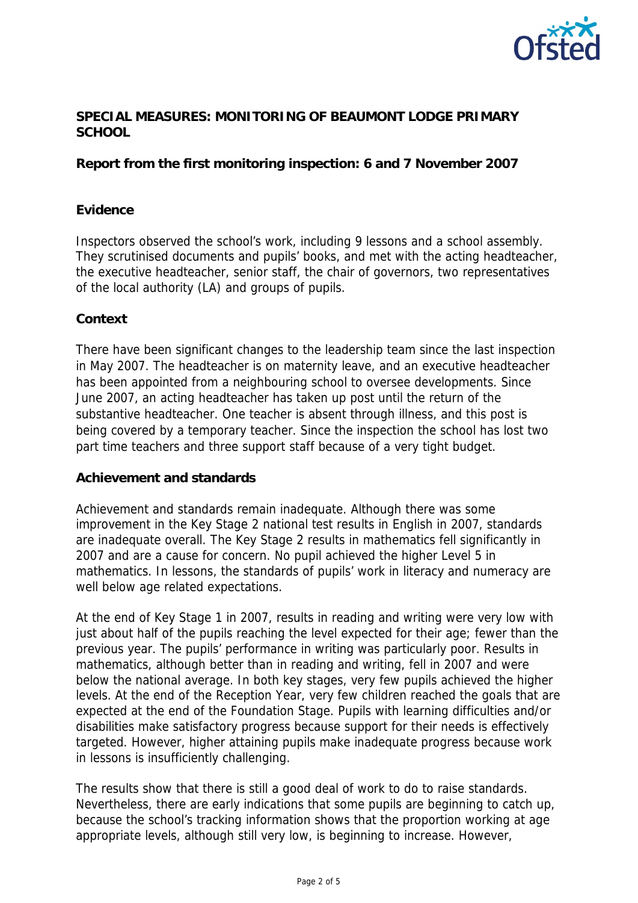**SPECIAL MEASURES: MONITORING OF BEAUMONT LODGE PRIMARY SCHOOL**

**Report from the first monitoring inspection: 6 and 7 November 2007**

**Evidence**

Inspectors observed the school's work, including 9 lessons and a school assembly. They scrutinised documents and pupils' books, and met with the acting headteacher, the executive headteacher, senior staff, the chair of governors, two representatives of the local authority (LA) and groups of pupils.

**Context**

There have been significant changes to the leadership team since the last inspection in May 2007. The headteacher is on maternity leave, and an executive headteacher has been appointed from a neighbouring school to oversee developments. Since June 2007, an acting headteacher has taken up post until the return of the substantive headteacher. One teacher is absent through illness, and this post is being covered by a temporary teacher. Since the inspection the school has lost two part time teachers and three support staff because of a very tight budget.

**Achievement and standards**

Achievement and standards remain inadequate. Although there was some improvement in the Key Stage 2 national test results in English in 2007, standards are inadequate overall. The Key Stage 2 results in mathematics fell significantly in 2007 and are a cause for concern. No pupil achieved the higher Level 5 in mathematics. In lessons, the standards of pupils' work in literacy and numeracy are well below age related expectations.

At the end of Key Stage 1 in 2007, results in reading and writing were very low with just about half of the pupils reaching the level expected for their age; fewer than the previous year. The pupils' performance in writing was particularly poor. Results in mathematics, although better than in reading and writing, fell in 2007 and were below the national average. In both key stages, very few pupils achieved the higher levels. At the end of the Reception Year, very few children reached the goals that are expected at the end of the Foundation Stage. Pupils with learning difficulties and/or disabilities make satisfactory progress because support for their needs is effectively targeted. However, higher attaining pupils make inadequate progress because work in lessons is insufficiently challenging.

The results show that there is still a good deal of work to do to raise standards. Nevertheless, there are early indications that some pupils are beginning to catch up, because the school's tracking information shows that the proportion working at age appropriate levels, although still very low, is beginning to increase. However,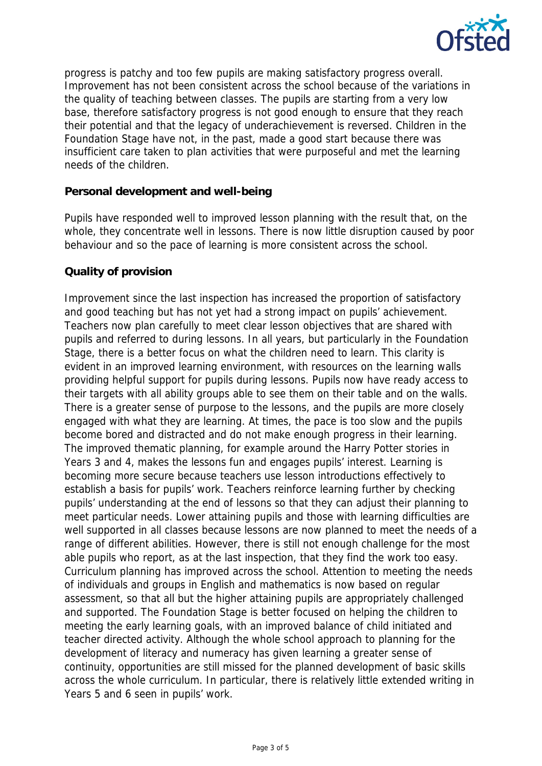progress is patchy and too few pupils are making satisfactory progress overall. Improvement has not been consistent across the school because of the variations in the quality of teaching between classes. The pupils are starting from a very low base, therefore satisfactory progress is not good enough to ensure that they reach their potential and that the legacy of underachievement is reversed. Children in the Foundation Stage have not, in the past, made a good start because there was insufficient care taken to plan activities that were purposeful and met the learning needs of the children.

**Personal development and well-being**

Pupils have responded well to improved lesson planning with the result that, on the whole, they concentrate well in lessons. There is now little disruption caused by poor behaviour and so the pace of learning is more consistent across the school.

**Quality of provision**

Improvement since the last inspection has increased the proportion of satisfactory and good teaching but has not yet had a strong impact on pupils' achievement. Teachers now plan carefully to meet clear lesson objectives that are shared with pupils and referred to during lessons. In all years, but particularly in the Foundation Stage, there is a better focus on what the children need to learn. This clarity is evident in an improved learning environment, with resources on the learning walls providing helpful support for pupils during lessons. Pupils now have ready access to their targets with all ability groups able to see them on their table and on the walls. There is a greater sense of purpose to the lessons, and the pupils are more closely engaged with what they are learning. At times, the pace is too slow and the pupils become bored and distracted and do not make enough progress in their learning. The improved thematic planning, for example around the Harry Potter stories in Years 3 and 4, makes the lessons fun and engages pupils' interest. Learning is becoming more secure because teachers use lesson introductions effectively to establish a basis for pupils' work. Teachers reinforce learning further by checking pupils' understanding at the end of lessons so that they can adjust their planning to meet particular needs. Lower attaining pupils and those with learning difficulties are well supported in all classes because lessons are now planned to meet the needs of a range of different abilities. However, there is still not enough challenge for the most able pupils who report, as at the last inspection, that they find the work too easy. Curriculum planning has improved across the school. Attention to meeting the needs of individuals and groups in English and mathematics is now based on regular assessment, so that all but the higher attaining pupils are appropriately challenged and supported. The Foundation Stage is better focused on helping the children to meeting the early learning goals, with an improved balance of child initiated and teacher directed activity. Although the whole school approach to planning for the development of literacy and numeracy has given learning a greater sense of continuity, opportunities are still missed for the planned development of basic skills across the whole curriculum. In particular, there is relatively little extended writing in Years 5 and 6 seen in pupils' work.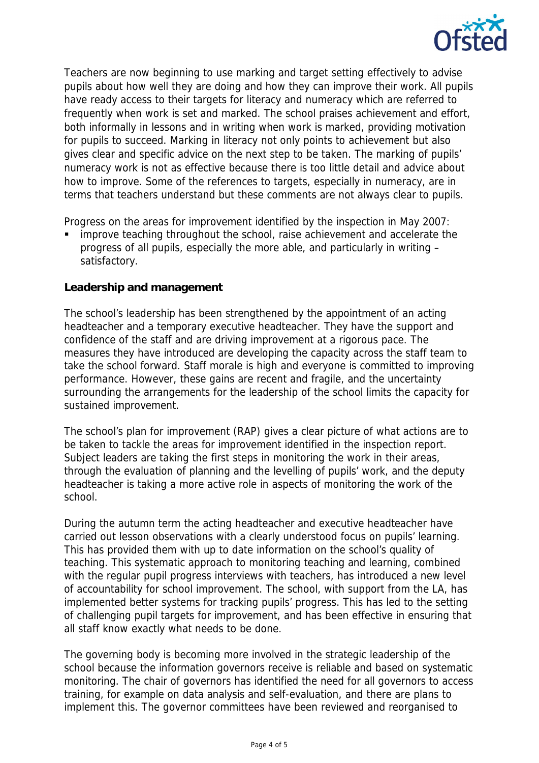Teachers are now beginning to use marking and target setting effectively to advise pupils about how well they are doing and how they can improve their work. All pupils have ready access to their targets for literacy and numeracy which are referred to frequently when work is set and marked. The school praises achievement and effort, both informally in lessons and in writing when work is marked, providing motivation for pupils to succeed. Marking in literacy not only points to achievement but also gives clear and specific advice on the next step to be taken. The marking of pupils' numeracy work is not as effective because there is too little detail and advice about how to improve. Some of the references to targets, especially in numeracy, are in terms that teachers understand but these comments are not always clear to pupils.

Progress on the areas for improvement identified by the inspection in May 2007:

- improve teaching throughout the school, raise achievement and accelerate the progress of all pupils, especially the more able, and particularly in writing – satisfactory.

**Leadership and management**

The school's leadership has been strengthened by the appointment of an acting headteacher and a temporary executive headteacher. They have the support and confidence of the staff and are driving improvement at a rigorous pace. The measures they have introduced are developing the capacity across the staff team to take the school forward. Staff morale is high and everyone is committed to improving performance. However, these gains are recent and fragile, and the uncertainty surrounding the arrangements for the leadership of the school limits the capacity for sustained improvement.

The school's plan for improvement (RAP) gives a clear picture of what actions are to be taken to tackle the areas for improvement identified in the inspection report. Subject leaders are taking the first steps in monitoring the work in their areas, through the evaluation of planning and the levelling of pupils' work, and the deputy headteacher is taking a more active role in aspects of monitoring the work of the school.

During the autumn term the acting headteacher and executive headteacher have carried out lesson observations with a clearly understood focus on pupils' learning. This has provided them with up to date information on the school's quality of teaching. This systematic approach to monitoring teaching and learning, combined with the regular pupil progress interviews with teachers, has introduced a new level of accountability for school improvement. The school, with support from the LA, has implemented better systems for tracking pupils' progress. This has led to the setting of challenging pupil targets for improvement, and has been effective in ensuring that all staff know exactly what needs to be done.

The governing body is becoming more involved in the strategic leadership of the school because the information governors receive is reliable and based on systematic monitoring. The chair of governors has identified the need for all governors to access training, for example on data analysis and self-evaluation, and there are plans to implement this. The governor committees have been reviewed and reorganised to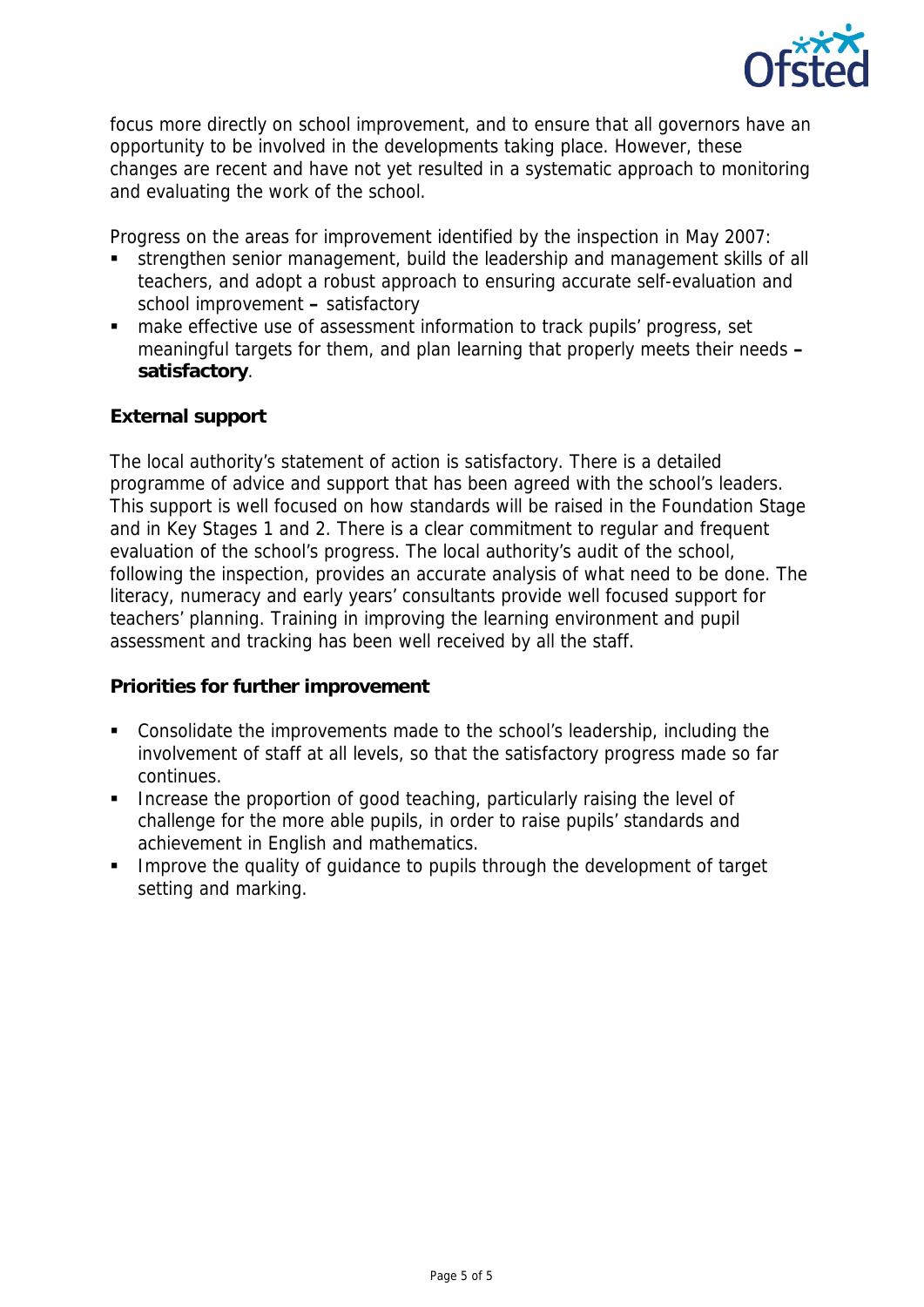focus more directly on school improvement, and to ensure that all governors have an opportunity to be involved in the developments taking place. However, these changes are recent and have not yet resulted in a systematic approach to monitoring and evaluating the work of the school.

Progress on the areas for improvement identified by the inspection in May 2007:

- strengthen senior management, build the leadership and management skills of all teachers, and adopt a robust approach to ensuring accurate self-evaluation and school improvement **–** satisfactory
- make effective use of assessment information to track pupils' progress, set meaningful targets for them, and plan learning that properly meets their needs **– satisfactory**.

### External support

The local authority's statement of action is satisfactory. There is a detailed programme of advice and support that has been agreed with the school's leaders. This support is well focused on how standards will be raised in the Foundation Stage and in Key Stages 1 and 2. There is a clear commitment to regular and frequent evaluation of the school's progress. The local authority's audit of the school, following the inspection, provides an accurate analysis of what need to be done. The literacy, numeracy and early years' consultants provide well focused support for teachers' planning. Training in improving the learning environment and pupil assessment and tracking has been well received by all the staff.

### Priorities for further improvement

- Consolidate the improvements made to the school's leadership, including the involvement of staff at all levels, so that the satisfactory progress made so far continues.
- Increase the proportion of good teaching, particularly raising the level of challenge for the more able pupils, in order to raise pupils' standards and achievement in English and mathematics.
- Improve the quality of guidance to pupils through the development of target setting and marking.